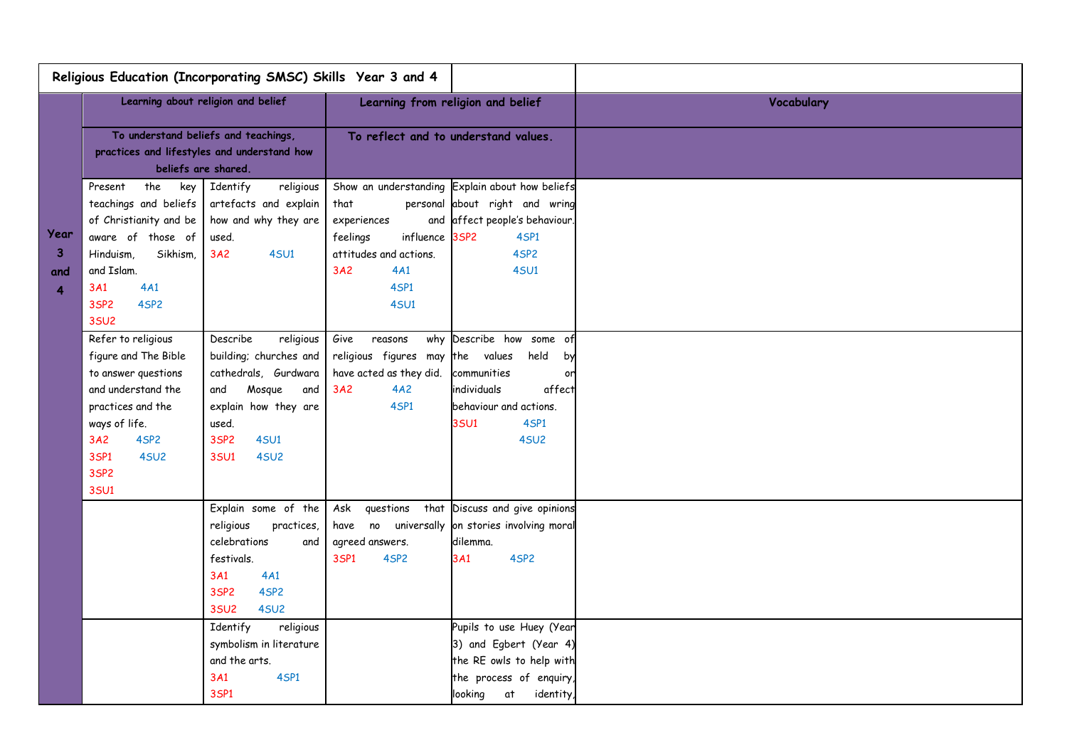| Religious Education (Incorporating SMSC) Skills Year 3 and 4 | | | | | |
|---|---|---|---|---|---|
| | Learning about religion and belief | | Learning from religion and belief | | Vocabulary |
| | To understand beliefs and teachings, practices and lifestyles and understand how beliefs are shared. | | To reflect and to understand values. | | |
| Year 3 and 4 | Present the key teachings and beliefs of Christianity and be aware of those of Hinduism, Sikhism, and Islam. 3A1 4A1 3SP2 4SP2 3SU2 | Identify religious artefacts and explain how and why they are used. 3A2 4SU1 | Show an understanding that personal experiences and feelings influence attitudes and actions. 3A2 4A1 4SP1 4SU1 | Explain about how beliefs about right and wring affect people's behaviour. 3SP2 4SP1 4SP2 4SU1 | |
| | Refer to religious figure and The Bible to answer questions and understand the practices and the ways of life. 3A2 4SP2 3SP1 4SU2 3SP2 3SU1 | Describe religious building; churches and cathedrals, Gurdwara and Mosque and explain how they are used. 3SP2 4SU1 3SU1 4SU2 | Give reasons why religious figures may have acted as they did. 3A2 4A2 4SP1 | Describe how some of the values held by communities or individuals affect behaviour and actions. 3SU1 4SP1 4SU2 | |
| | | Explain some of the religious practices, celebrations and festivals. 3A1 4A1 3SP2 4SP2 3SU2 4SU2 | Ask questions that have no universally agreed answers. 3SP1 4SP2 | Discuss and give opinions on stories involving moral dilemma. 3A1 4SP2 | |
| | | Identify religious symbolism in literature and the arts. 3A1 4SP1 3SP1 | | Pupils to use Huey (Year 3) and Egbert (Year 4) the RE owls to help with the process of enquiry, looking at identity, | |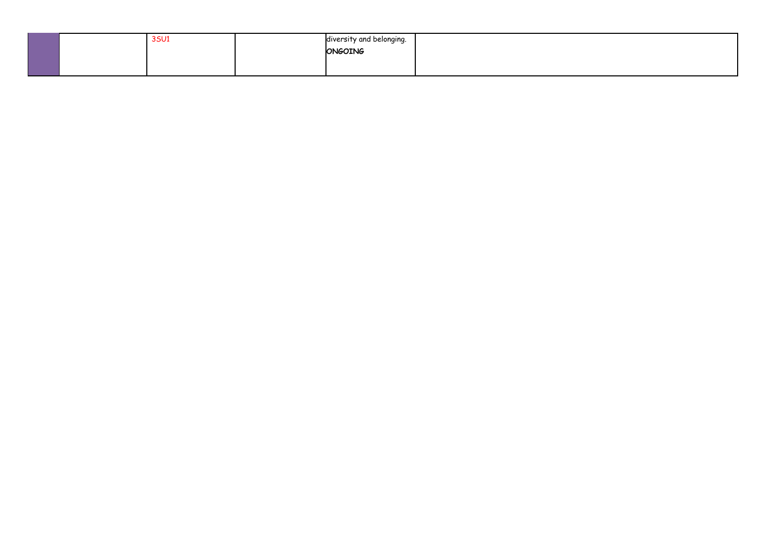| | | | | | |
|---|---|---|---|---|---|
| | | 3SU1 | | diversity and belonging.<br>**ONGOING** | |